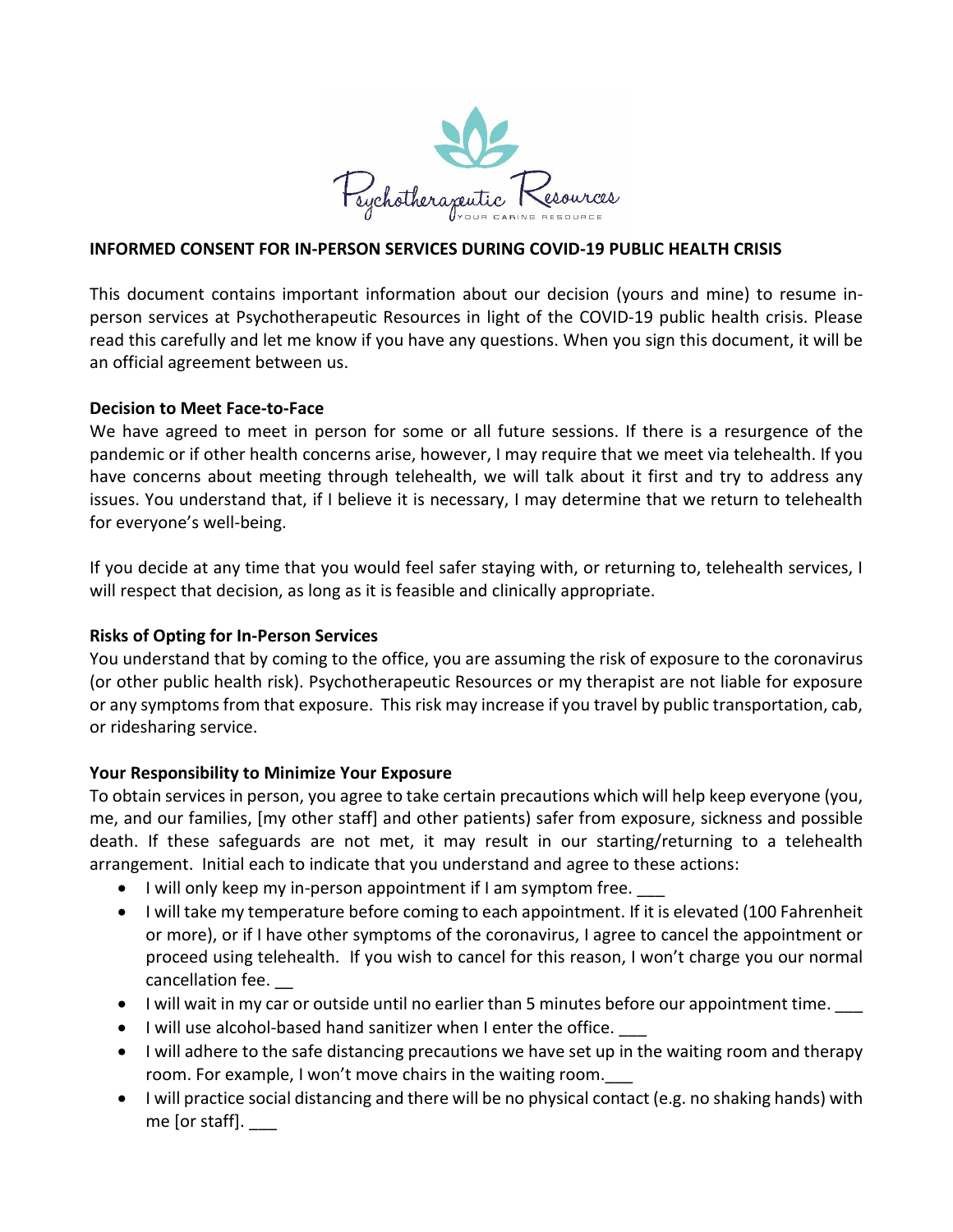Psychotherapeutic Resources
YOUR CARING RESOURCE

## INFORMED CONSENT FOR IN-PERSON SERVICES DURING COVID-19 PUBLIC HEALTH CRISIS

This document contains important information about our decision (yours and mine) to resume in-person services at Psychotherapeutic Resources in light of the COVID-19 public health crisis. Please read this carefully and let me know if you have any questions. When you sign this document, it will be an official agreement between us.

### Decision to Meet Face-to-Face

We have agreed to meet in person for some or all future sessions. If there is a resurgence of the pandemic or if other health concerns arise, however, I may require that we meet via telehealth. If you have concerns about meeting through telehealth, we will talk about it first and try to address any issues. You understand that, if I believe it is necessary, I may determine that we return to telehealth for everyone's well-being.

If you decide at any time that you would feel safer staying with, or returning to, telehealth services, I will respect that decision, as long as it is feasible and clinically appropriate.

### Risks of Opting for In-Person Services

You understand that by coming to the office, you are assuming the risk of exposure to the coronavirus (or other public health risk). Psychotherapeutic Resources or my therapist are not liable for exposure or any symptoms from that exposure. This risk may increase if you travel by public transportation, cab, or ridesharing service.

### Your Responsibility to Minimize Your Exposure

To obtain services in person, you agree to take certain precautions which will help keep everyone (you, me, and our families, [my other staff] and other patients) safer from exposure, sickness and possible death. If these safeguards are not met, it may result in our starting/returning to a telehealth arrangement. Initial each to indicate that you understand and agree to these actions:

- I will only keep my in-person appointment if I am symptom free. ___
- I will take my temperature before coming to each appointment. If it is elevated (100 Fahrenheit or more), or if I have other symptoms of the coronavirus, I agree to cancel the appointment or proceed using telehealth. If you wish to cancel for this reason, I won't charge you our normal cancellation fee. __
- I will wait in my car or outside until no earlier than 5 minutes before our appointment time. ___
- I will use alcohol-based hand sanitizer when I enter the office. ___
- I will adhere to the safe distancing precautions we have set up in the waiting room and therapy room. For example, I won't move chairs in the waiting room.___
- I will practice social distancing and there will be no physical contact (e.g. no shaking hands) with me [or staff]. ___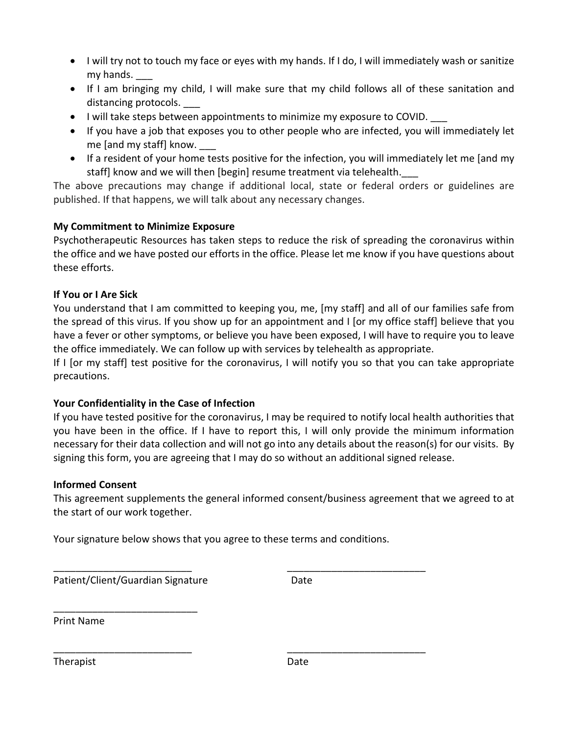- I will try not to touch my face or eyes with my hands. If I do, I will immediately wash or sanitize my hands. ___
- If I am bringing my child, I will make sure that my child follows all of these sanitation and distancing protocols. ___
- I will take steps between appointments to minimize my exposure to COVID. ___
- If you have a job that exposes you to other people who are infected, you will immediately let me [and my staff] know. ___
- If a resident of your home tests positive for the infection, you will immediately let me [and my staff] know and we will then [begin] resume treatment via telehealth.___

The above precautions may change if additional local, state or federal orders or guidelines are published. If that happens, we will talk about any necessary changes.

**My Commitment to Minimize Exposure**

Psychotherapeutic Resources has taken steps to reduce the risk of spreading the coronavirus within the office and we have posted our efforts in the office. Please let me know if you have questions about these efforts.

**If You or I Are Sick**

You understand that I am committed to keeping you, me, [my staff] and all of our families safe from the spread of this virus. If you show up for an appointment and I [or my office staff] believe that you have a fever or other symptoms, or believe you have been exposed, I will have to require you to leave the office immediately. We can follow up with services by telehealth as appropriate.

If I [or my staff] test positive for the coronavirus, I will notify you so that you can take appropriate precautions.

**Your Confidentiality in the Case of Infection**

If you have tested positive for the coronavirus, I may be required to notify local health authorities that you have been in the office. If I have to report this, I will only provide the minimum information necessary for their data collection and will not go into any details about the reason(s) for our visits. By signing this form, you are agreeing that I may do so without an additional signed release.

**Informed Consent**

This agreement supplements the general informed consent/business agreement that we agreed to at the start of our work together.

Your signature below shows that you agree to these terms and conditions.

__________________________ __________________________
Patient/Client/Guardian Signature Date

___________________________
Print Name

__________________________ __________________________
Therapist Date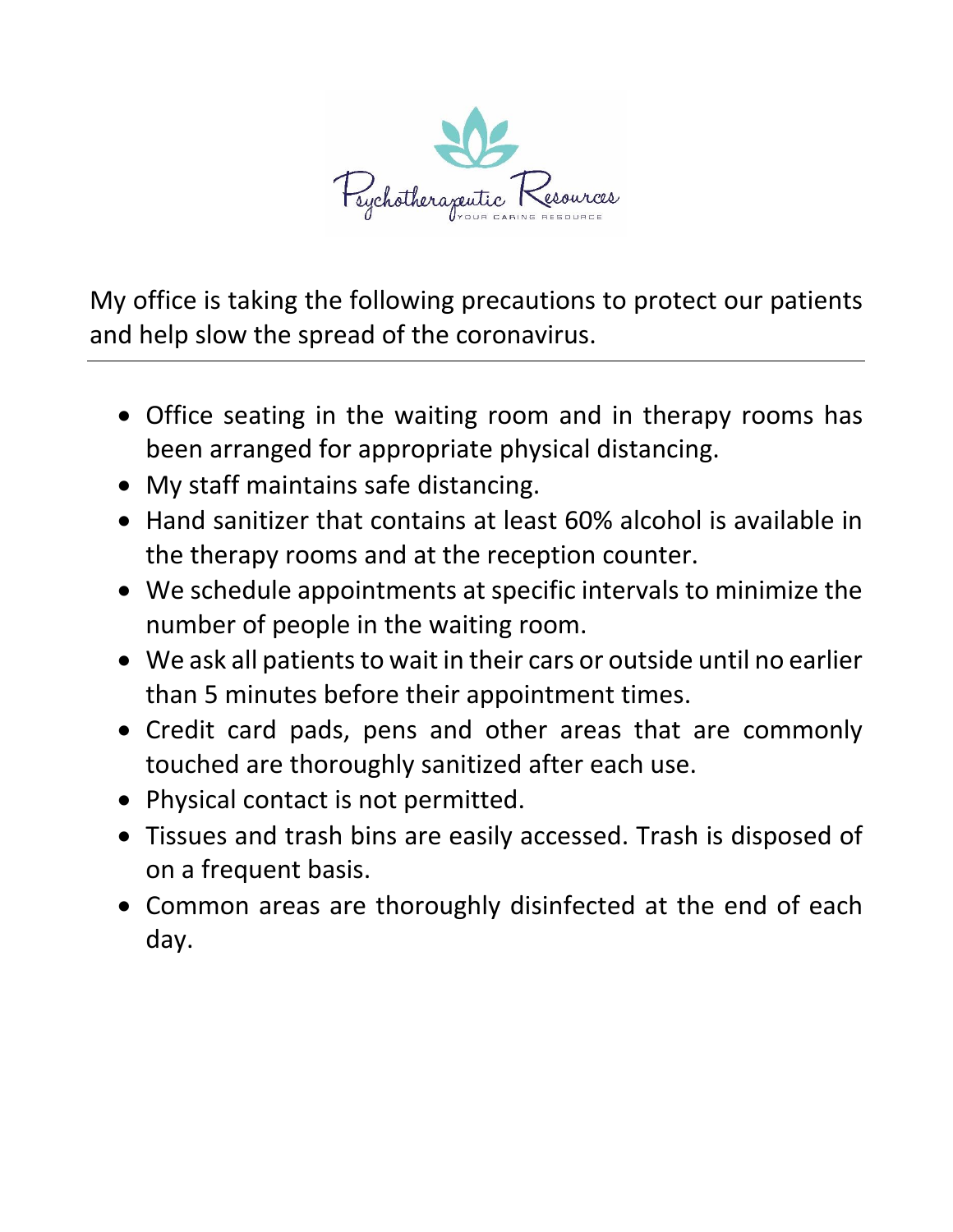Psychotherapeutic Resources

YOUR CARING RESOURCE

My office is taking the following precautions to protect our patients and help slow the spread of the coronavirus.

---

- Office seating in the waiting room and in therapy rooms has been arranged for appropriate physical distancing.
- My staff maintains safe distancing.
- Hand sanitizer that contains at least 60% alcohol is available in the therapy rooms and at the reception counter.
- We schedule appointments at specific intervals to minimize the number of people in the waiting room.
- We ask all patients to wait in their cars or outside until no earlier than 5 minutes before their appointment times.
- Credit card pads, pens and other areas that are commonly touched are thoroughly sanitized after each use.
- Physical contact is not permitted.
- Tissues and trash bins are easily accessed. Trash is disposed of on a frequent basis.
- Common areas are thoroughly disinfected at the end of each day.